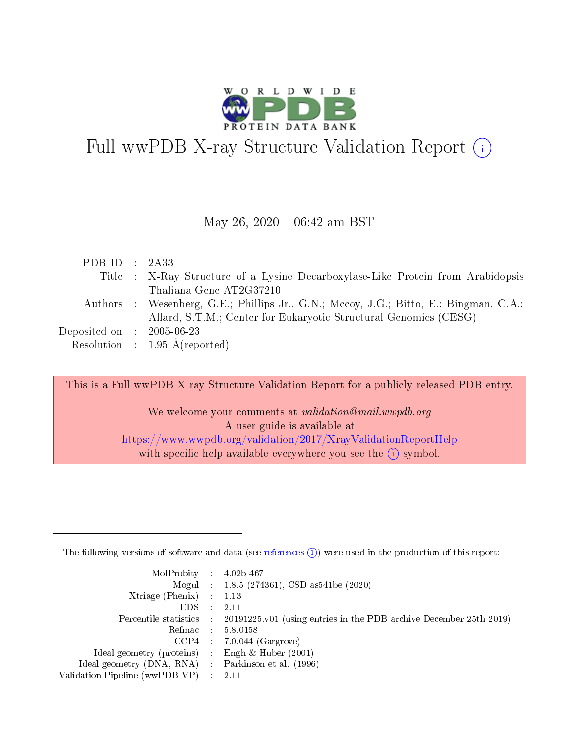# Full wwPDB X-ray Structure Validation Report (i)

May 26, 2020 – 06:42 am BST

| | | |
|---|---|---|
| PDB ID | : | 2A33 |
| Title | : | X-Ray Structure of a Lysine Decarboxylase-Like Protein from Arabidopsis Thaliana Gene AT2G37210 |
| Authors | : | Wesenberg, G.E.; Phillips Jr., G.N.; Mccoy, J.G.; Bitto, E.; Bingman, C.A.; Allard, S.T.M.; Center for Eukaryotic Structural Genomics (CESG) |
| Deposited on | : | 2005-06-23 |
| Resolution | : | 1.95 Å(reported) |

This is a Full wwPDB X-ray Structure Validation Report for a publicly released PDB entry.

We welcome your comments at *validation@mail.wwpdb.org*
A user guide is available at
https://www.wwpdb.org/validation/2017/XrayValidationReportHelp
with specific help available everywhere you see the (i) symbol.

---

The following versions of software and data (see references (i)) were used in the production of this report:

| | | |
|---|---|---|
| MolProbity | : | 4.02b-467 |
| Mogul | : | 1.8.5 (274361), CSD as541be (2020) |
| Xtriage (Phenix) | : | 1.13 |
| EDS | : | 2.11 |
| Percentile statistics | : | 20191225.v01 (using entries in the PDB archive December 25th 2019) |
| Refmac | : | 5.8.0158 |
| CCP4 | : | 7.0.044 (Gargrove) |
| Ideal geometry (proteins) | : | Engh & Huber (2001) |
| Ideal geometry (DNA, RNA) | : | Parkinson et al. (1996) |
| Validation Pipeline (wwPDB-VP) | : | 2.11 |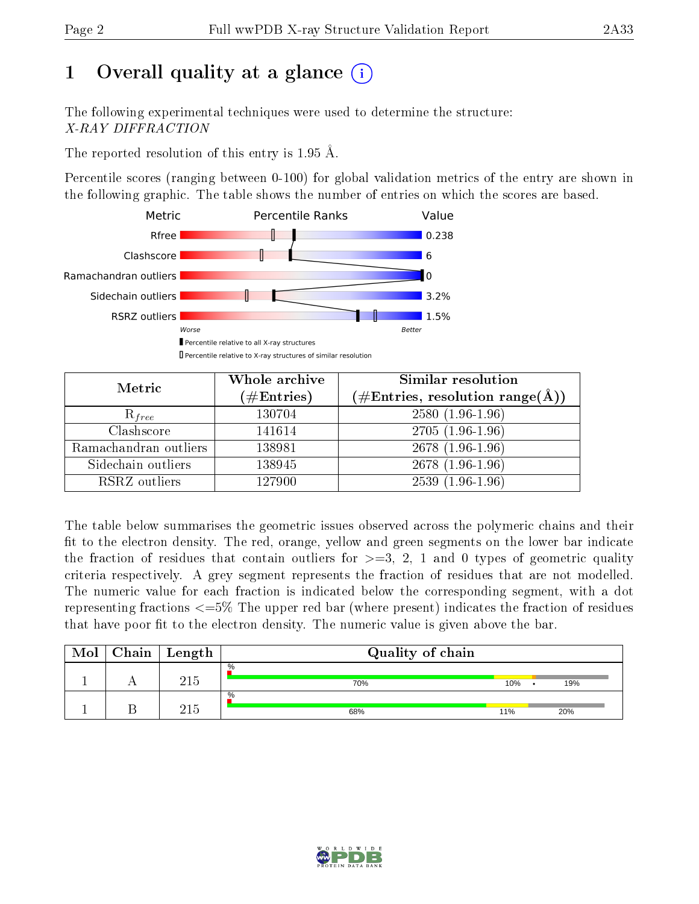# 1 Overall quality at a glance

The following experimental techniques were used to determine the structure:
*X-RAY DIFFRACTION*

The reported resolution of this entry is 1.95 Å.

Percentile scores (ranging between 0-100) for global validation metrics of the entry are shown in the following graphic. The table shows the number of entries on which the scores are based.

| Metric | Value |
|---|---|
| Rfree | 0.238 |
| Clashscore | 6 |
| Ramachandran outliers | 0 |
| Sidechain outliers | 3.2% |
| RSRZ outliers | 1.5% |

| Metric | Whole archive (#Entries) | Similar resolution (#Entries, resolution range(Å)) |
|---|---|---|
| $R_{free}$ | 130704 | 2580 (1.96-1.96) |
| Clashscore | 141614 | 2705 (1.96-1.96) |
| Ramachandran outliers | 138981 | 2678 (1.96-1.96) |
| Sidechain outliers | 138945 | 2678 (1.96-1.96) |
| RSRZ outliers | 127900 | 2539 (1.96-1.96) |

The table below summarises the geometric issues observed across the polymeric chains and their fit to the electron density. The red, orange, yellow and green segments on the lower bar indicate the fraction of residues that contain outliers for >=3, 2, 1 and 0 types of geometric quality criteria respectively. A grey segment represents the fraction of residues that are not modelled. The numeric value for each fraction is indicated below the corresponding segment, with a dot representing fractions <=5% The upper red bar (where present) indicates the fraction of residues that have poor fit to the electron density. The numeric value is given above the bar.

| Mol | Chain | Length | Quality of chain |
|---|---|---|---|
| 1 | A | 215 | 70% / 10% / • / 19% |
| 1 | B | 215 | 68% / 11% / 20% |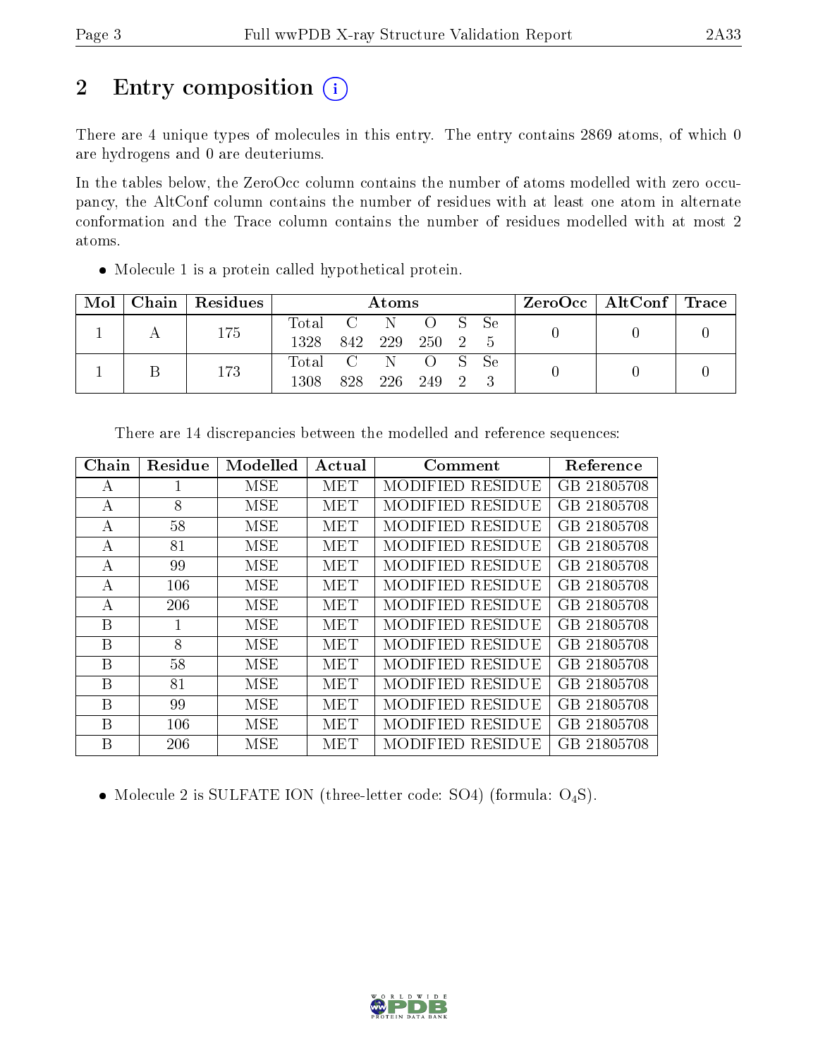## 2 Entry composition

There are 4 unique types of molecules in this entry. The entry contains 2869 atoms, of which 0 are hydrogens and 0 are deuteriums.

In the tables below, the ZeroOcc column contains the number of atoms modelled with zero occupancy, the AltConf column contains the number of residues with at least one atom in alternate conformation and the Trace column contains the number of residues modelled with at most 2 atoms.

- Molecule 1 is a protein called hypothetical protein.

| Mol | Chain | Residues | Atoms | | | | | | ZeroOcc | AltConf | Trace |
|---|---|---|---|---|---|---|---|---|---|---|---|
| 1 | A | 175 | Total 1328 | C 842 | N 229 | O 250 | S 2 | Se 5 | 0 | 0 | 0 |
| 1 | B | 173 | Total 1308 | C 828 | N 226 | O 249 | S 2 | Se 3 | 0 | 0 | 0 |

There are 14 discrepancies between the modelled and reference sequences:

| Chain | Residue | Modelled | Actual | Comment | Reference |
|---|---|---|---|---|---|
| A | 1 | MSE | MET | MODIFIED RESIDUE | GB 21805708 |
| A | 8 | MSE | MET | MODIFIED RESIDUE | GB 21805708 |
| A | 58 | MSE | MET | MODIFIED RESIDUE | GB 21805708 |
| A | 81 | MSE | MET | MODIFIED RESIDUE | GB 21805708 |
| A | 99 | MSE | MET | MODIFIED RESIDUE | GB 21805708 |
| A | 106 | MSE | MET | MODIFIED RESIDUE | GB 21805708 |
| A | 206 | MSE | MET | MODIFIED RESIDUE | GB 21805708 |
| B | 1 | MSE | MET | MODIFIED RESIDUE | GB 21805708 |
| B | 8 | MSE | MET | MODIFIED RESIDUE | GB 21805708 |
| B | 58 | MSE | MET | MODIFIED RESIDUE | GB 21805708 |
| B | 81 | MSE | MET | MODIFIED RESIDUE | GB 21805708 |
| B | 99 | MSE | MET | MODIFIED RESIDUE | GB 21805708 |
| B | 106 | MSE | MET | MODIFIED RESIDUE | GB 21805708 |
| B | 206 | MSE | MET | MODIFIED RESIDUE | GB 21805708 |

- Molecule 2 is SULFATE ION (three-letter code: SO4) (formula: $O_4S$).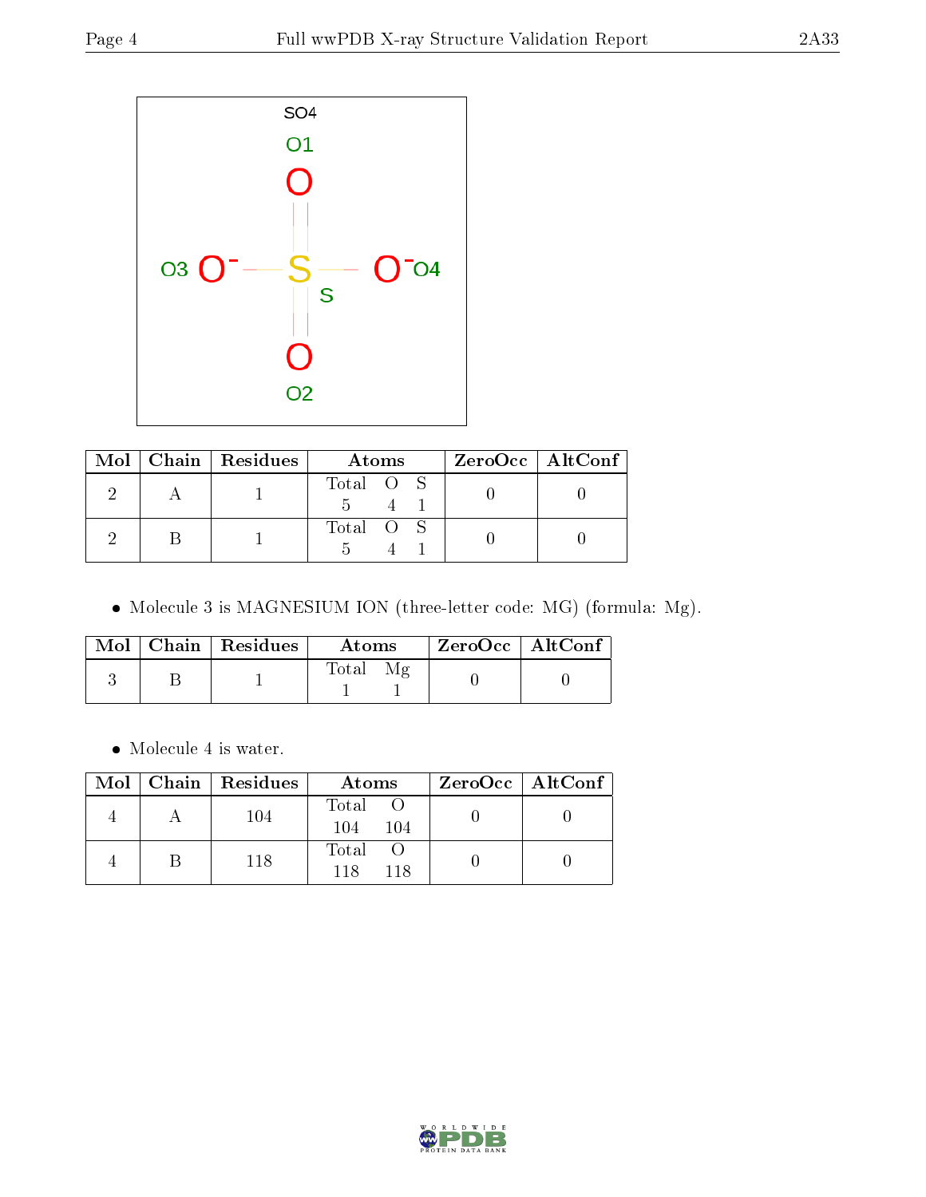| Mol | Chain | Residues | Atoms | | | ZeroOcc | AltConf |
|---|---|---|---|---|---|---|---|
| | | | Total | O | S | | |
| 2 | A | 1 | 5 | 4 | 1 | 0 | 0 |
| 2 | B | 1 | 5 | 4 | 1 | 0 | 0 |

- Molecule 3 is MAGNESIUM ION (three-letter code: MG) (formula: Mg).

| Mol | Chain | Residues | Atoms | | ZeroOcc | AltConf |
|---|---|---|---|---|---|---|
| | | | Total | Mg | | |
| 3 | B | 1 | 1 | 1 | 0 | 0 |

- Molecule 4 is water.

| Mol | Chain | Residues | Atoms | | ZeroOcc | AltConf |
|---|---|---|---|---|---|---|
| | | | Total | O | | |
| 4 | A | 104 | 104 | 104 | 0 | 0 |
| 4 | B | 118 | 118 | 118 | 0 | 0 |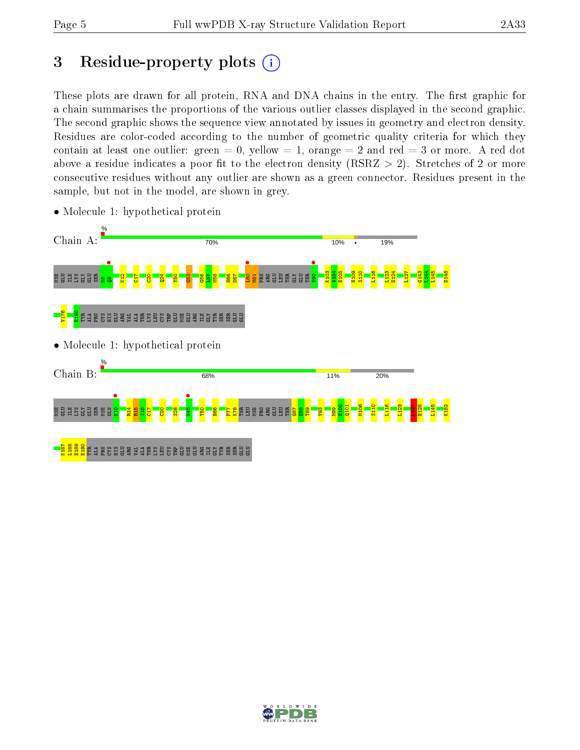# 3 Residue-property plots

These plots are drawn for all protein, RNA and DNA chains in the entry. The first graphic for a chain summarises the proportions of the various outlier classes displayed in the second graphic. The second graphic shows the sequence view annotated by issues in geometry and electron density. Residues are color-coded according to the number of geometric quality criteria for which they contain at least one outlier: green = 0, yellow = 1, orange = 2 and red = 3 or more. A red dot above a residue indicates a poor fit to the electron density (RSRZ > 2). Stretches of 2 or more consecutive residues without any outlier are shown as a green connector. Residues present in the sample, but not in the model, are shown in grey.

- Molecule 1: hypothetical protein

Chain A: 70% 10% • 19%

MSE GLU ILE LYS GLY GLU SER M8 Q9 K12 C17 C20 Q24 Y50 G53 G56 L57 M58 H66 D67 L80 M81 PRO ARG GLU LEU THR GLY GLU THR V90 K103 A104 E105 H109 S110 L116 L123 E124 L127 G143 L144 L145 D148 V176 E190 TYR ALA PRO CYS HIS GLU ARG VAL ALA THR LYS LEU CYS TRP GLU MSE GLU ARG ILE GLY TYR SER SER GLU GLU

- Molecule 1: hypothetical protein

Chain B: 68% 11% 20%

MSE GLU ILE LYS GLY GLU SER MSE GLN K10 R14 R15 I16 C17 C20 S28 N45 Y50 H66 P77 K78 THR LEU MSE PRO ARG GLU LEU THR G87 E88 T89 V93 M99 H100 Q101 M106 S110 L116 L123 L127 E128 L145 K182 K187 L188 E189 E190 TYR ALA PRO CYS HIS GLU ARG VAL ALA THR LYS LEU CYS TRP GLU MSE GLU ARG ILE GLY TYR SER SER GLU GLU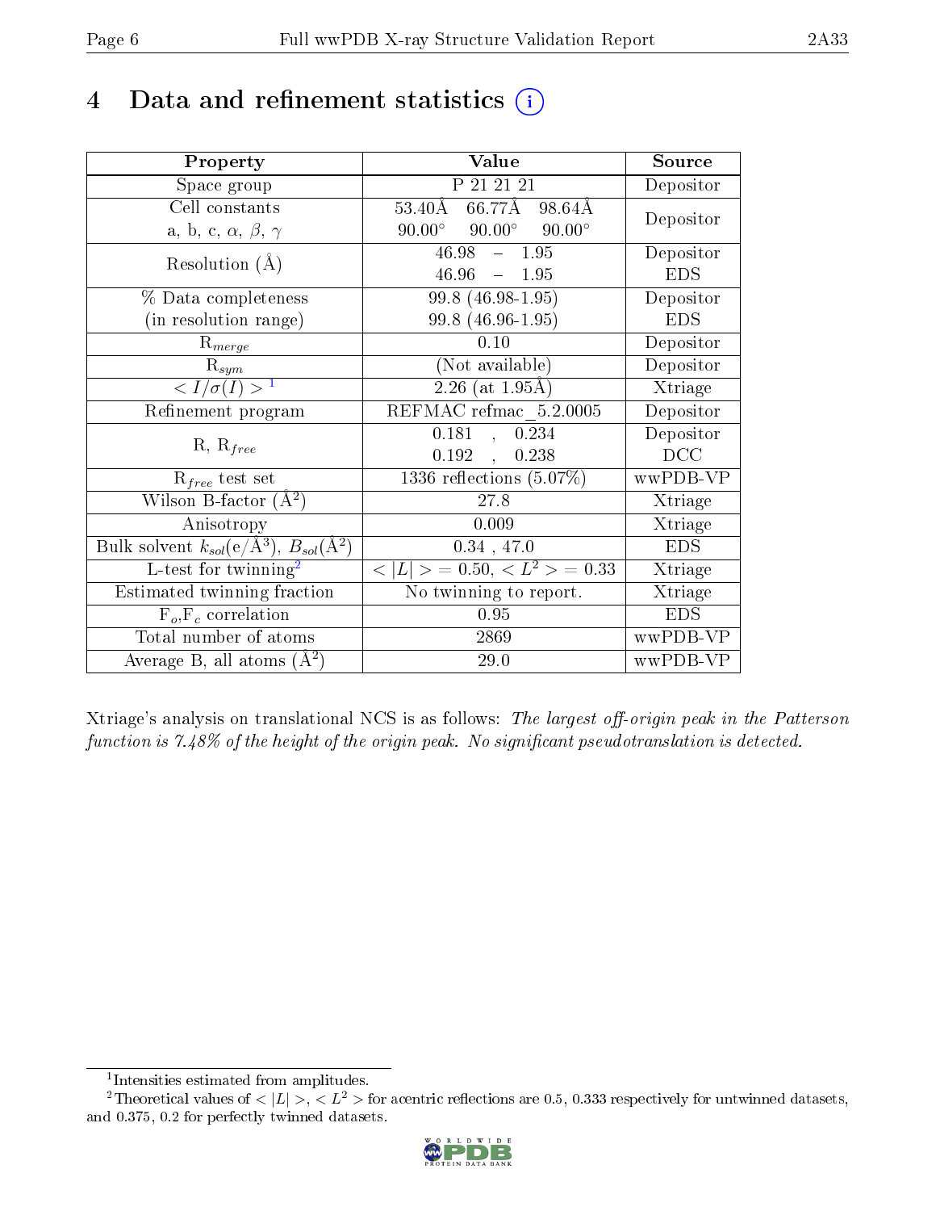# 4 Data and refinement statistics (i)

| Property | Value | Source |
|---|---|---|
| Space group | P 21 21 21 | Depositor |
| Cell constants<br>a, b, c, $\alpha$, $\beta$, $\gamma$ | 53.40Å 66.77Å 98.64Å<br>90.00° 90.00° 90.00° | Depositor |
| Resolution (Å) | 46.98 – 1.95<br>46.96 – 1.95 | Depositor<br>EDS |
| % Data completeness<br>(in resolution range) | 99.8 (46.98-1.95)<br>99.8 (46.96-1.95) | Depositor<br>EDS |
| $R_{merge}$ | 0.10 | Depositor |
| $R_{sym}$ | (Not available) | Depositor |
| $< I/\sigma(I) >$ [1] | 2.26 (at 1.95Å) | Xtriage |
| Refinement program | REFMAC refmac_5.2.0005 | Depositor |
| R, $R_{free}$ | 0.181 , 0.234<br>0.192 , 0.238 | Depositor<br>DCC |
| $R_{free}$ test set | 1336 reflections (5.07%) | wwPDB-VP |
| Wilson B-factor (Å$^2$) | 27.8 | Xtriage |
| Anisotropy | 0.009 | Xtriage |
| Bulk solvent $k_{sol}$(e/Å$^3$), $B_{sol}$(Å$^2$) | 0.34 , 47.0 | EDS |
| L-test for twinning[2] | $< \|L\| >$ = 0.50, $< L^2 >$ = 0.33 | Xtriage |
| Estimated twinning fraction | No twinning to report. | Xtriage |
| $F_o$,$F_c$ correlation | 0.95 | EDS |
| Total number of atoms | 2869 | wwPDB-VP |
| Average B, all atoms (Å$^2$) | 29.0 | wwPDB-VP |

Xtriage's analysis on translational NCS is as follows: *The largest off-origin peak in the Patterson function is 7.48% of the height of the origin peak. No significant pseudotranslation is detected.*

[1] Intensities estimated from amplitudes.

[2] Theoretical values of $< |L| >$, $< L^2 >$ for acentric reflections are 0.5, 0.333 respectively for untwinned datasets, and 0.375, 0.2 for perfectly twinned datasets.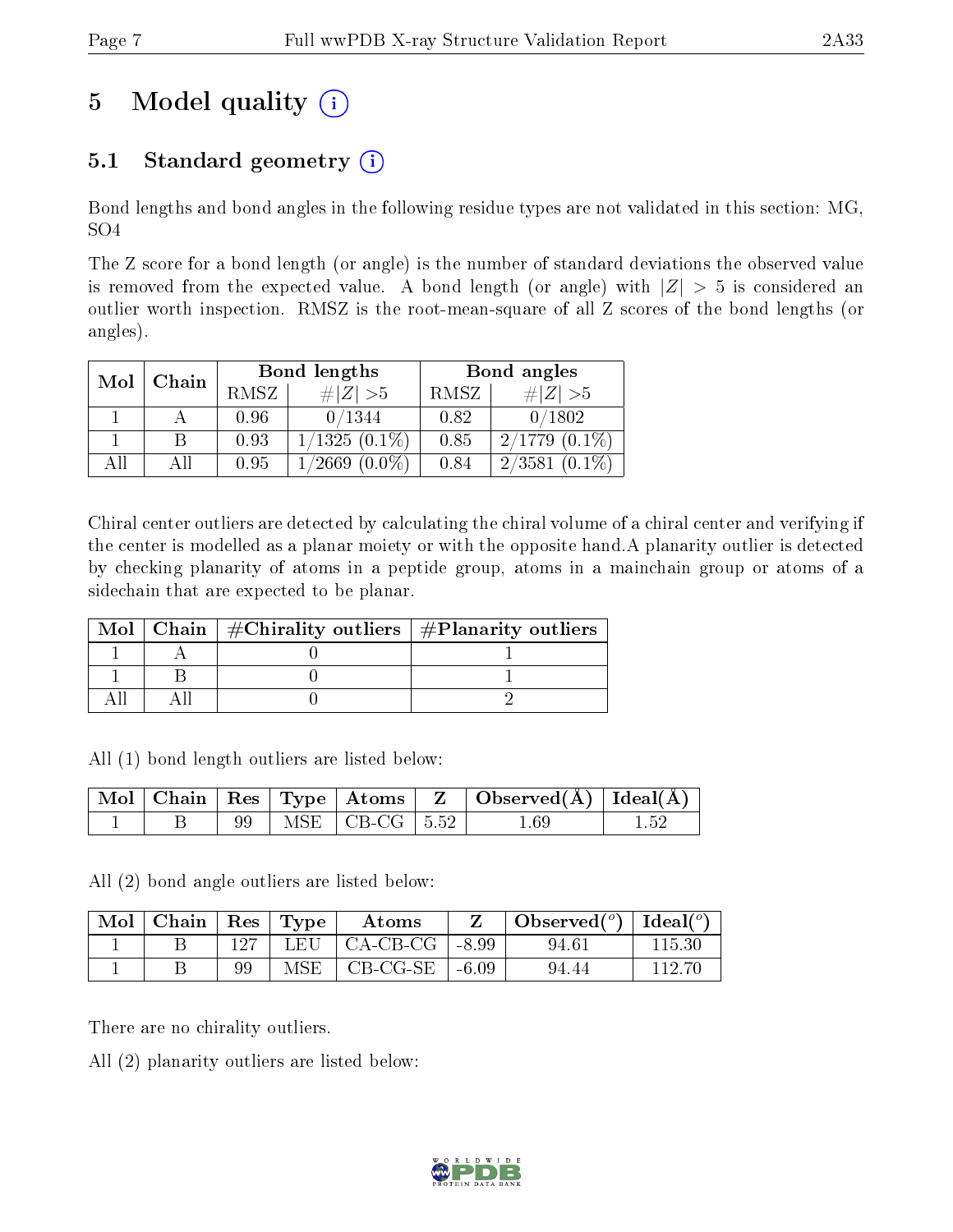# 5 Model quality (i)

## 5.1 Standard geometry (i)

Bond lengths and bond angles in the following residue types are not validated in this section: MG, SO4

The Z score for a bond length (or angle) is the number of standard deviations the observed value is removed from the expected value. A bond length (or angle) with $|Z| > 5$ is considered an outlier worth inspection. RMSZ is the root-mean-square of all Z scores of the bond lengths (or angles).

| Mol | Chain | Bond lengths | | Bond angles | |
|---|---|---|---|---|---|
| | | RMSZ | $\#\|Z\| > 5$ | RMSZ | $\#\|Z\| > 5$ |
| 1 | A | 0.96 | 0/1344 | 0.82 | 0/1802 |
| 1 | B | 0.93 | 1/1325 (0.1%) | 0.85 | 2/1779 (0.1%) |
| All | All | 0.95 | 1/2669 (0.0%) | 0.84 | 2/3581 (0.1%) |

Chiral center outliers are detected by calculating the chiral volume of a chiral center and verifying if the center is modelled as a planar moiety or with the opposite hand.A planarity outlier is detected by checking planarity of atoms in a peptide group, atoms in a mainchain group or atoms of a sidechain that are expected to be planar.

| Mol | Chain | #Chirality outliers | #Planarity outliers |
|---|---|---|---|
| 1 | A | 0 | 1 |
| 1 | B | 0 | 1 |
| All | All | 0 | 2 |

All (1) bond length outliers are listed below:

| Mol | Chain | Res | Type | Atoms | Z | Observed(Å) | Ideal(Å) |
|---|---|---|---|---|---|---|---|
| 1 | B | 99 | MSE | CB-CG | 5.52 | 1.69 | 1.52 |

All (2) bond angle outliers are listed below:

| Mol | Chain | Res | Type | Atoms | Z | Observed(°) | Ideal(°) |
|---|---|---|---|---|---|---|---|
| 1 | B | 127 | LEU | CA-CB-CG | -8.99 | 94.61 | 115.30 |
| 1 | B | 99 | MSE | CB-CG-SE | -6.09 | 94.44 | 112.70 |

There are no chirality outliers.

All (2) planarity outliers are listed below: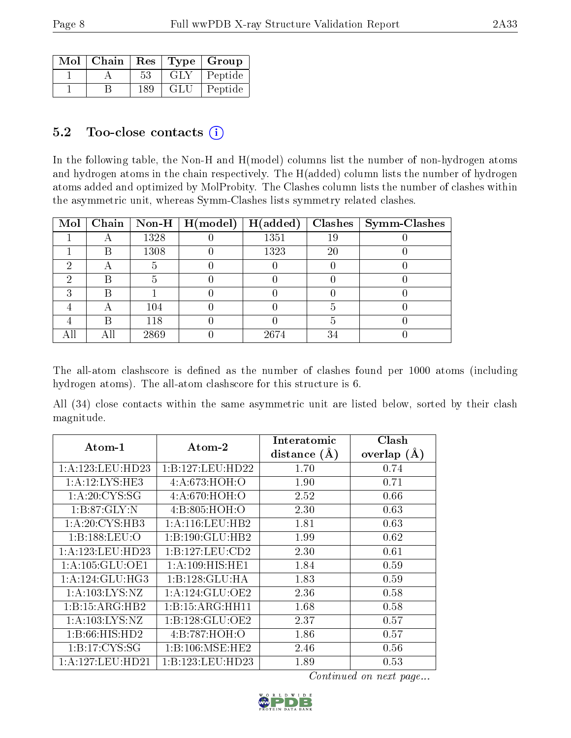| Mol | Chain | Res | Type | Group |
|---|---|---|---|---|
| 1 | A | 53 | GLY | Peptide |
| 1 | B | 189 | GLU | Peptide |

## 5.2 Too-close contacts (i)

In the following table, the Non-H and H(model) columns list the number of non-hydrogen atoms and hydrogen atoms in the chain respectively. The H(added) column lists the number of hydrogen atoms added and optimized by MolProbity. The Clashes column lists the number of clashes within the asymmetric unit, whereas Symm-Clashes lists symmetry related clashes.

| Mol | Chain | Non-H | H(model) | H(added) | Clashes | Symm-Clashes |
|---|---|---|---|---|---|---|
| 1 | A | 1328 | 0 | 1351 | 19 | 0 |
| 1 | B | 1308 | 0 | 1323 | 20 | 0 |
| 2 | A | 5 | 0 | 0 | 0 | 0 |
| 2 | B | 5 | 0 | 0 | 0 | 0 |
| 3 | B | 1 | 0 | 0 | 0 | 0 |
| 4 | A | 104 | 0 | 0 | 5 | 0 |
| 4 | B | 118 | 0 | 0 | 5 | 0 |
| All | All | 2869 | 0 | 2674 | 34 | 0 |

The all-atom clashscore is defined as the number of clashes found per 1000 atoms (including hydrogen atoms). The all-atom clashscore for this structure is 6.

All (34) close contacts within the same asymmetric unit are listed below, sorted by their clash magnitude.

| Atom-1 | Atom-2 | Interatomic distance (Å) | Clash overlap (Å) |
|---|---|---|---|
| 1:A:123:LEU:HD23 | 1:B:127:LEU:HD22 | 1.70 | 0.74 |
| 1:A:12:LYS:HE3 | 4:A:673:HOH:O | 1.90 | 0.71 |
| 1:A:20:CYS:SG | 4:A:670:HOH:O | 2.52 | 0.66 |
| 1:B:87:GLY:N | 4:B:805:HOH:O | 2.30 | 0.63 |
| 1:A:20:CYS:HB3 | 1:A:116:LEU:HB2 | 1.81 | 0.63 |
| 1:B:188:LEU:O | 1:B:190:GLU:HB2 | 1.99 | 0.62 |
| 1:A:123:LEU:HD23 | 1:B:127:LEU:CD2 | 2.30 | 0.61 |
| 1:A:105:GLU:OE1 | 1:A:109:HIS:HE1 | 1.84 | 0.59 |
| 1:A:124:GLU:HG3 | 1:B:128:GLU:HA | 1.83 | 0.59 |
| 1:A:103:LYS:NZ | 1:A:124:GLU:OE2 | 2.36 | 0.58 |
| 1:B:15:ARG:HB2 | 1:B:15:ARG:HH11 | 1.68 | 0.58 |
| 1:A:103:LYS:NZ | 1:B:128:GLU:OE2 | 2.37 | 0.57 |
| 1:B:66:HIS:HD2 | 4:B:787:HOH:O | 1.86 | 0.57 |
| 1:B:17:CYS:SG | 1:B:106:MSE:HE2 | 2.46 | 0.56 |
| 1:A:127:LEU:HD21 | 1:B:123:LEU:HD23 | 1.89 | 0.53 |

*Continued on next page...*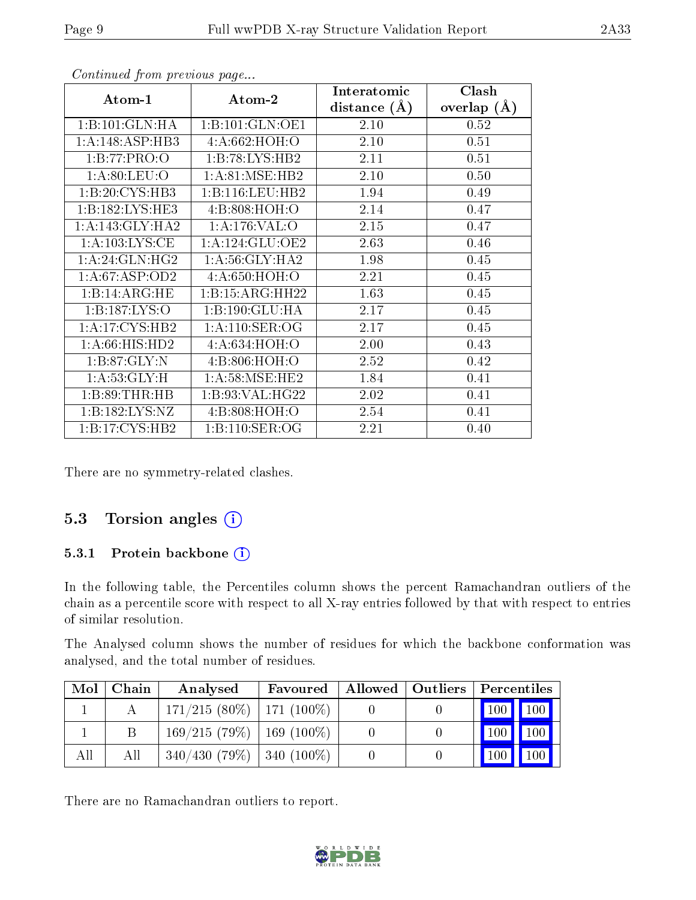*Continued from previous page...*

| Atom-1 | Atom-2 | Interatomic distance (Å) | Clash overlap (Å) |
|---|---|---|---|
| 1:B:101:GLN:HA | 1:B:101:GLN:OE1 | 2.10 | 0.52 |
| 1:A:148:ASP:HB3 | 4:A:662:HOH:O | 2.10 | 0.51 |
| 1:B:77:PRO:O | 1:B:78:LYS:HB2 | 2.11 | 0.51 |
| 1:A:80:LEU:O | 1:A:81:MSE:HB2 | 2.10 | 0.50 |
| 1:B:20:CYS:HB3 | 1:B:116:LEU:HB2 | 1.94 | 0.49 |
| 1:B:182:LYS:HE3 | 4:B:808:HOH:O | 2.14 | 0.47 |
| 1:A:143:GLY:HA2 | 1:A:176:VAL:O | 2.15 | 0.47 |
| 1:A:103:LYS:CE | 1:A:124:GLU:OE2 | 2.63 | 0.46 |
| 1:A:24:GLN:HG2 | 1:A:56:GLY:HA2 | 1.98 | 0.45 |
| 1:A:67:ASP:OD2 | 4:A:650:HOH:O | 2.21 | 0.45 |
| 1:B:14:ARG:HE | 1:B:15:ARG:HH22 | 1.63 | 0.45 |
| 1:B:187:LYS:O | 1:B:190:GLU:HA | 2.17 | 0.45 |
| 1:A:17:CYS:HB2 | 1:A:110:SER:OG | 2.17 | 0.45 |
| 1:A:66:HIS:HD2 | 4:A:634:HOH:O | 2.00 | 0.43 |
| 1:B:87:GLY:N | 4:B:806:HOH:O | 2.52 | 0.42 |
| 1:A:53:GLY:H | 1:A:58:MSE:HE2 | 1.84 | 0.41 |
| 1:B:89:THR:HB | 1:B:93:VAL:HG22 | 2.02 | 0.41 |
| 1:B:182:LYS:NZ | 4:B:808:HOH:O | 2.54 | 0.41 |
| 1:B:17:CYS:HB2 | 1:B:110:SER:OG | 2.21 | 0.40 |

There are no symmetry-related clashes.

## 5.3 Torsion angles

### 5.3.1 Protein backbone

In the following table, the Percentiles column shows the percent Ramachandran outliers of the chain as a percentile score with respect to all X-ray entries followed by that with respect to entries of similar resolution.

The Analysed column shows the number of residues for which the backbone conformation was analysed, and the total number of residues.

| Mol | Chain | Analysed | Favoured | Allowed | Outliers | Percentiles | |
|---|---|---|---|---|---|---|---|
| 1 | A | 171/215 (80%) | 171 (100%) | 0 | 0 | 100 | 100 |
| 1 | B | 169/215 (79%) | 169 (100%) | 0 | 0 | 100 | 100 |
| All | All | 340/430 (79%) | 340 (100%) | 0 | 0 | 100 | 100 |

There are no Ramachandran outliers to report.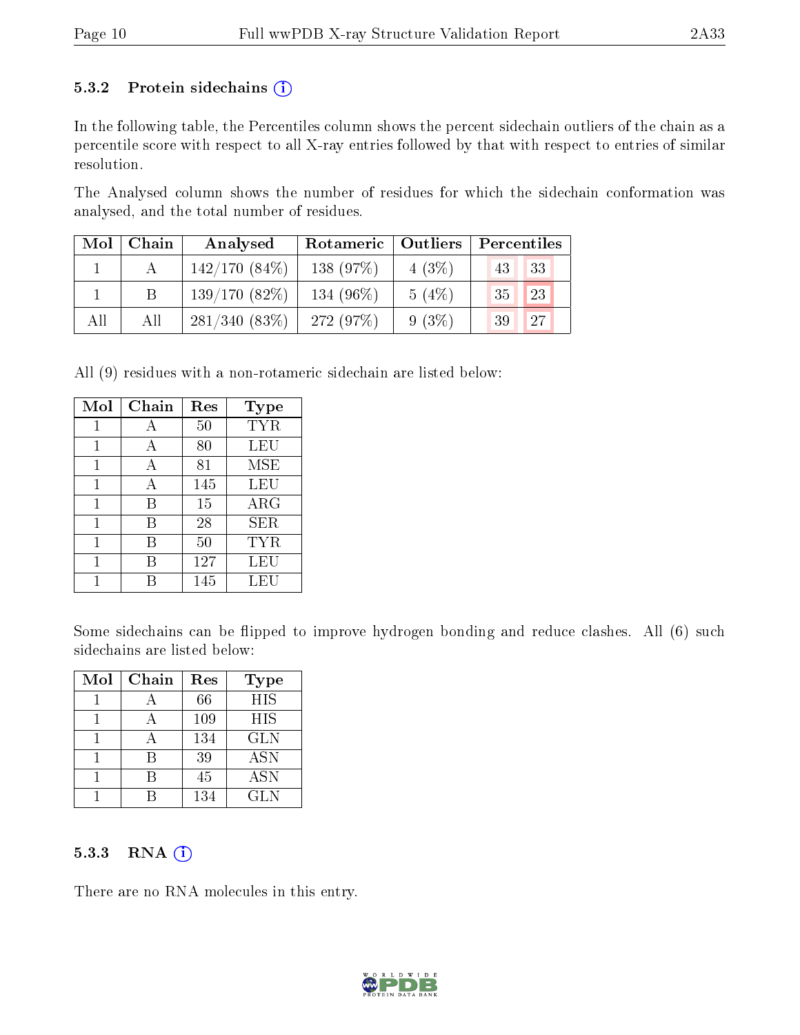### 5.3.2 Protein sidechains (i)

In the following table, the Percentiles column shows the percent sidechain outliers of the chain as a percentile score with respect to all X-ray entries followed by that with respect to entries of similar resolution.

The Analysed column shows the number of residues for which the sidechain conformation was analysed, and the total number of residues.

| Mol | Chain | Analysed | Rotameric | Outliers | Percentiles | |
|---|---|---|---|---|---|---|
| 1 | A | 142/170 (84%) | 138 (97%) | 4 (3%) | 43 | 33 |
| 1 | B | 139/170 (82%) | 134 (96%) | 5 (4%) | 35 | 23 |
| All | All | 281/340 (83%) | 272 (97%) | 9 (3%) | 39 | 27 |

All (9) residues with a non-rotameric sidechain are listed below:

| Mol | Chain | Res | Type |
|---|---|---|---|
| 1 | A | 50 | TYR |
| 1 | A | 80 | LEU |
| 1 | A | 81 | MSE |
| 1 | A | 145 | LEU |
| 1 | B | 15 | ARG |
| 1 | B | 28 | SER |
| 1 | B | 50 | TYR |
| 1 | B | 127 | LEU |
| 1 | B | 145 | LEU |

Some sidechains can be flipped to improve hydrogen bonding and reduce clashes. All (6) such sidechains are listed below:

| Mol | Chain | Res | Type |
|---|---|---|---|
| 1 | A | 66 | HIS |
| 1 | A | 109 | HIS |
| 1 | A | 134 | GLN |
| 1 | B | 39 | ASN |
| 1 | B | 45 | ASN |
| 1 | B | 134 | GLN |

### 5.3.3 RNA (i)

There are no RNA molecules in this entry.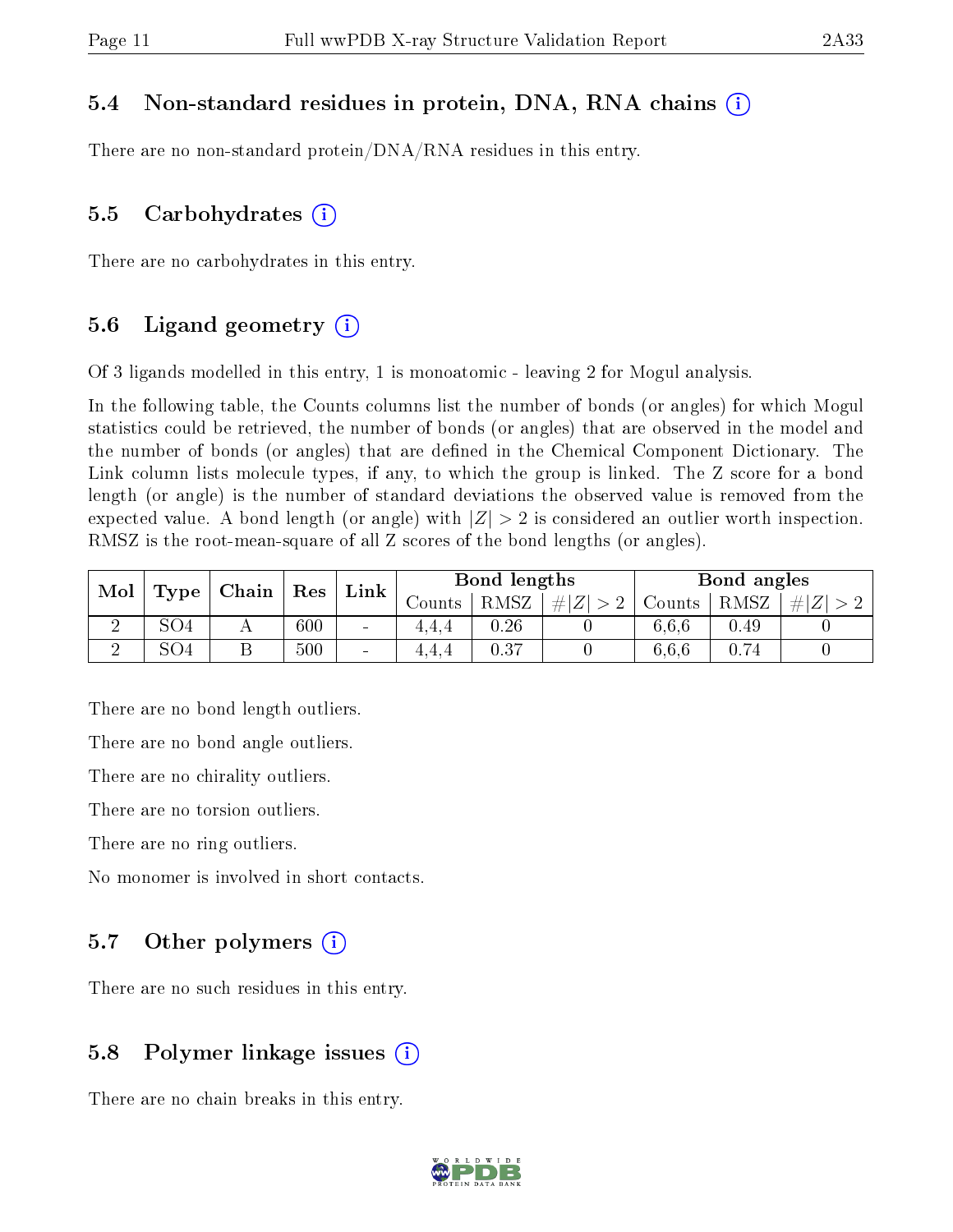### 5.4 Non-standard residues in protein, DNA, RNA chains (i)

There are no non-standard protein/DNA/RNA residues in this entry.

### 5.5 Carbohydrates (i)

There are no carbohydrates in this entry.

### 5.6 Ligand geometry (i)

Of 3 ligands modelled in this entry, 1 is monoatomic - leaving 2 for Mogul analysis.

In the following table, the Counts columns list the number of bonds (or angles) for which Mogul statistics could be retrieved, the number of bonds (or angles) that are observed in the model and the number of bonds (or angles) that are defined in the Chemical Component Dictionary. The Link column lists molecule types, if any, to which the group is linked. The Z score for a bond length (or angle) is the number of standard deviations the observed value is removed from the expected value. A bond length (or angle) with $|Z| > 2$ is considered an outlier worth inspection. RMSZ is the root-mean-square of all Z scores of the bond lengths (or angles).

| Mol | Type | Chain | Res | Link | Bond lengths | | | Bond angles | | |
|---|---|---|---|---|---|---|---|---|---|---|
| | | | | | Counts | RMSZ | $\#\|Z\| > 2$ | Counts | RMSZ | $\#\|Z\| > 2$ |
| 2 | SO4 | A | 600 | - | 4,4,4 | 0.26 | 0 | 6,6,6 | 0.49 | 0 |
| 2 | SO4 | B | 500 | - | 4,4,4 | 0.37 | 0 | 6,6,6 | 0.74 | 0 |

There are no bond length outliers.

There are no bond angle outliers.

There are no chirality outliers.

There are no torsion outliers.

There are no ring outliers.

No monomer is involved in short contacts.

### 5.7 Other polymers (i)

There are no such residues in this entry.

### 5.8 Polymer linkage issues (i)

There are no chain breaks in this entry.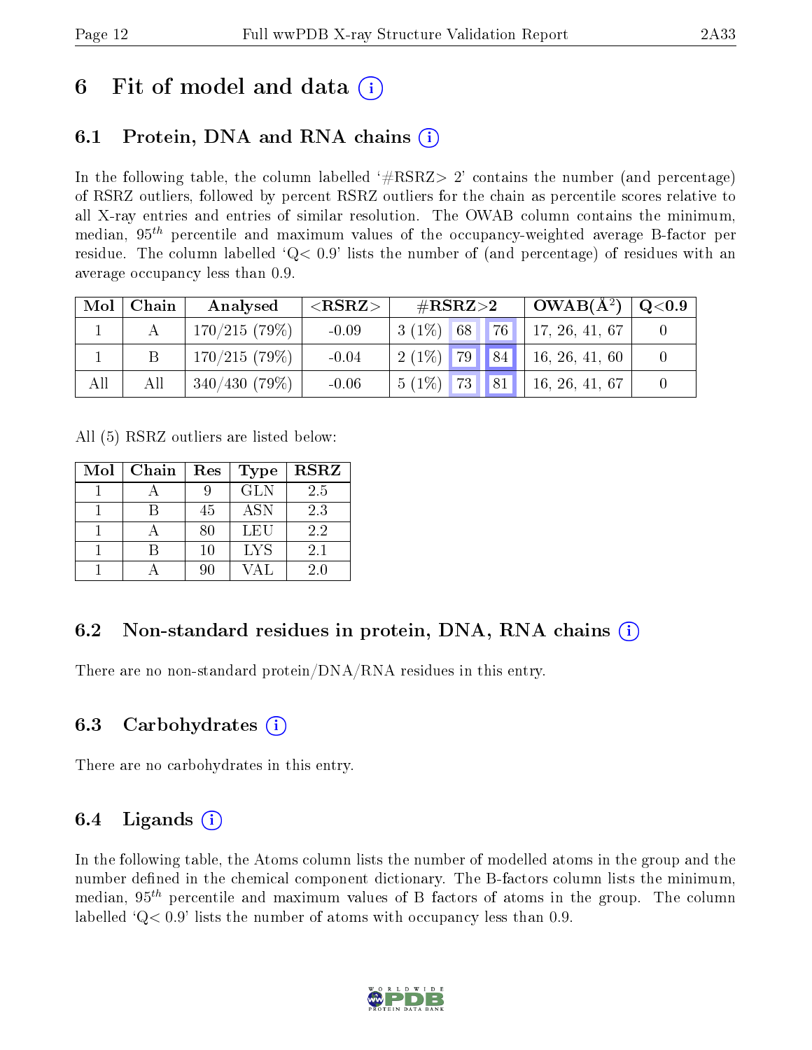# 6 Fit of model and data

## 6.1 Protein, DNA and RNA chains

In the following table, the column labelled '#RSRZ> 2' contains the number (and percentage) of RSRZ outliers, followed by percent RSRZ outliers for the chain as percentile scores relative to all X-ray entries and entries of similar resolution. The OWAB column contains the minimum, median, $95^{th}$ percentile and maximum values of the occupancy-weighted average B-factor per residue. The column labelled 'Q< 0.9' lists the number of (and percentage) of residues with an average occupancy less than 0.9.

| Mol | Chain | Analysed | <RSRZ> | #RSRZ>2 | | | OWAB(Å$^2$) | Q<0.9 |
|---|---|---|---|---|---|---|---|---|
| 1 | A | 170/215 (79%) | -0.09 | 3 (1%) | 68 | 76 | 17, 26, 41, 67 | 0 |
| 1 | B | 170/215 (79%) | -0.04 | 2 (1%) | 79 | 84 | 16, 26, 41, 60 | 0 |
| All | All | 340/430 (79%) | -0.06 | 5 (1%) | 73 | 81 | 16, 26, 41, 67 | 0 |

All (5) RSRZ outliers are listed below:

| Mol | Chain | Res | Type | RSRZ |
|---|---|---|---|---|
| 1 | A | 9 | GLN | 2.5 |
| 1 | B | 45 | ASN | 2.3 |
| 1 | A | 80 | LEU | 2.2 |
| 1 | B | 10 | LYS | 2.1 |
| 1 | A | 90 | VAL | 2.0 |

## 6.2 Non-standard residues in protein, DNA, RNA chains

There are no non-standard protein/DNA/RNA residues in this entry.

## 6.3 Carbohydrates

There are no carbohydrates in this entry.

## 6.4 Ligands

In the following table, the Atoms column lists the number of modelled atoms in the group and the number defined in the chemical component dictionary. The B-factors column lists the minimum, median, $95^{th}$ percentile and maximum values of B factors of atoms in the group. The column labelled 'Q< 0.9' lists the number of atoms with occupancy less than 0.9.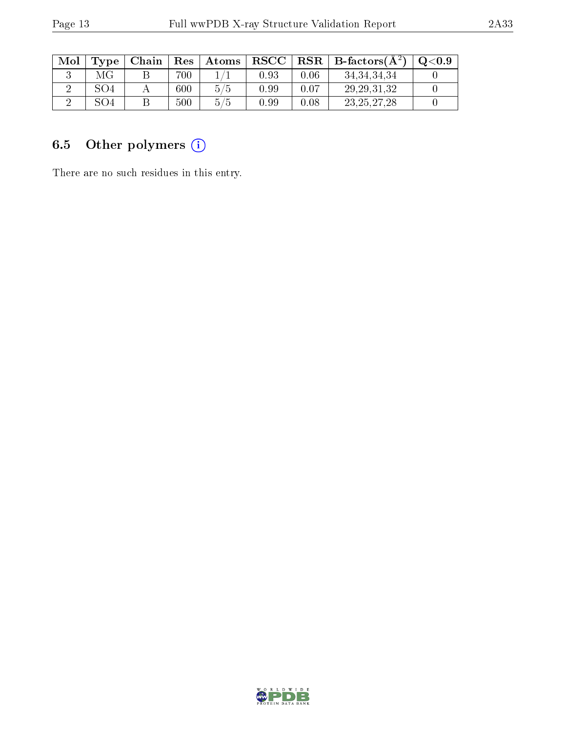| Mol | Type | Chain | Res | Atoms | RSCC | RSR | B-factors(Å$^2$) | Q<0.9 |
|---|---|---|---|---|---|---|---|---|
| 3 | MG | B | 700 | 1/1 | 0.93 | 0.06 | 34,34,34,34 | 0 |
| 2 | SO4 | A | 600 | 5/5 | 0.99 | 0.07 | 29,29,31,32 | 0 |
| 2 | SO4 | B | 500 | 5/5 | 0.99 | 0.08 | 23,25,27,28 | 0 |

## 6.5 Other polymers (i)

There are no such residues in this entry.